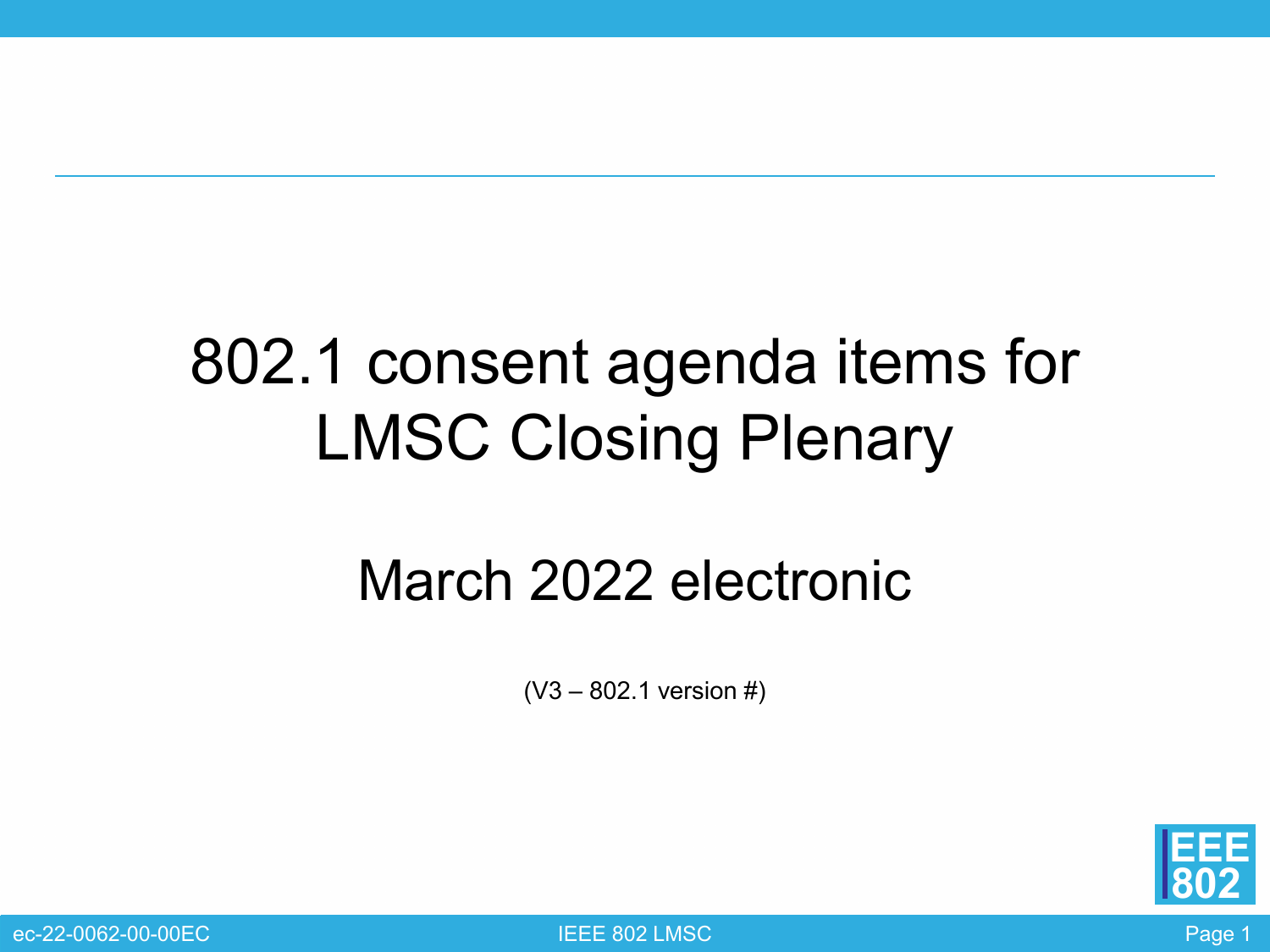# 802.1 consent agenda items for LMSC Closing Plenary

## March 2022 electronic

(V3 – 802.1 version #)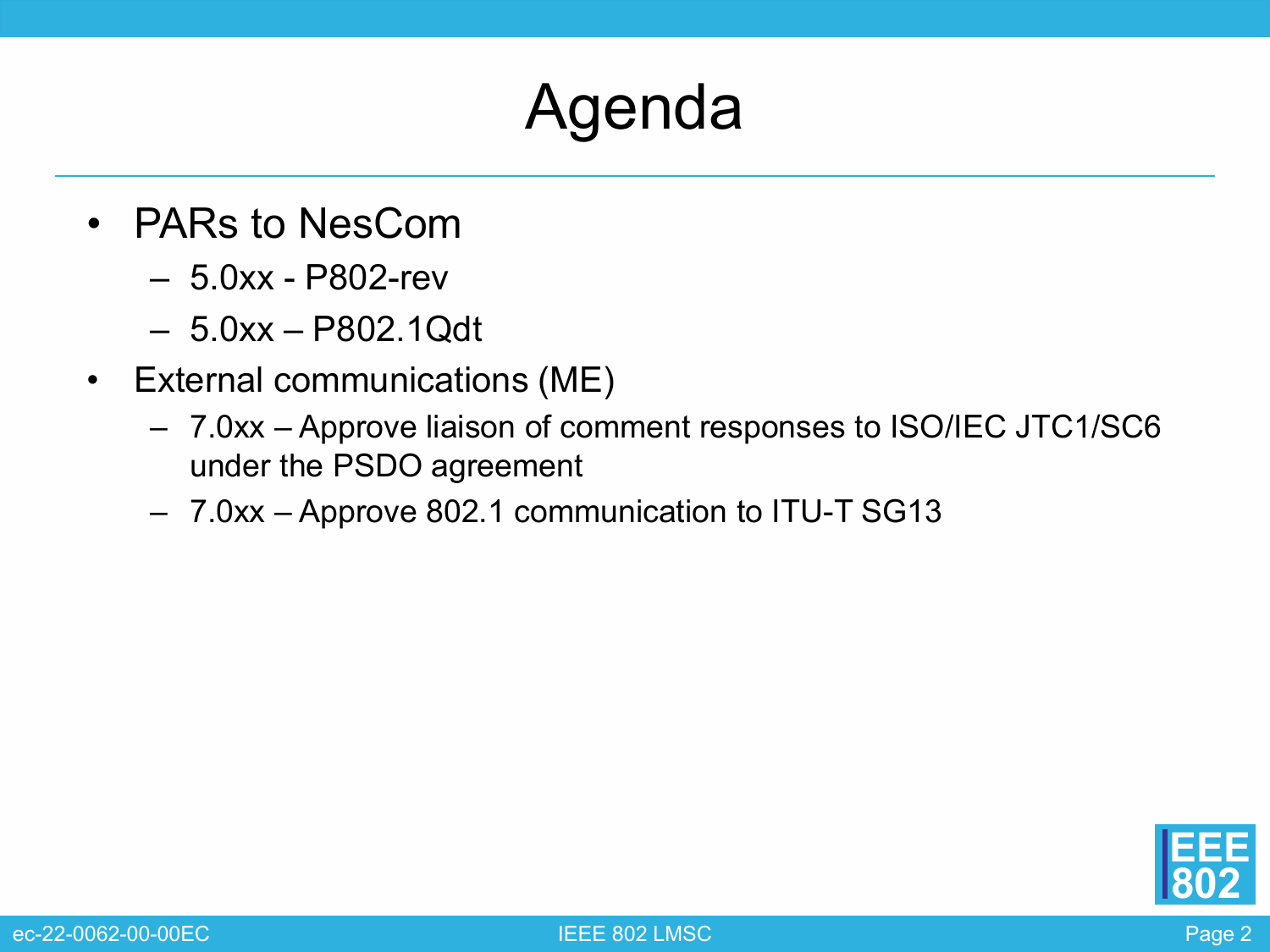# Agenda

- PARs to NesCom
  - 5.0xx - P802-rev
  - 5.0xx – P802.1Qdt
- External communications (ME)
  - 7.0xx – Approve liaison of comment responses to ISO/IEC JTC1/SC6 under the PSDO agreement
  - 7.0xx – Approve 802.1 communication to ITU-T SG13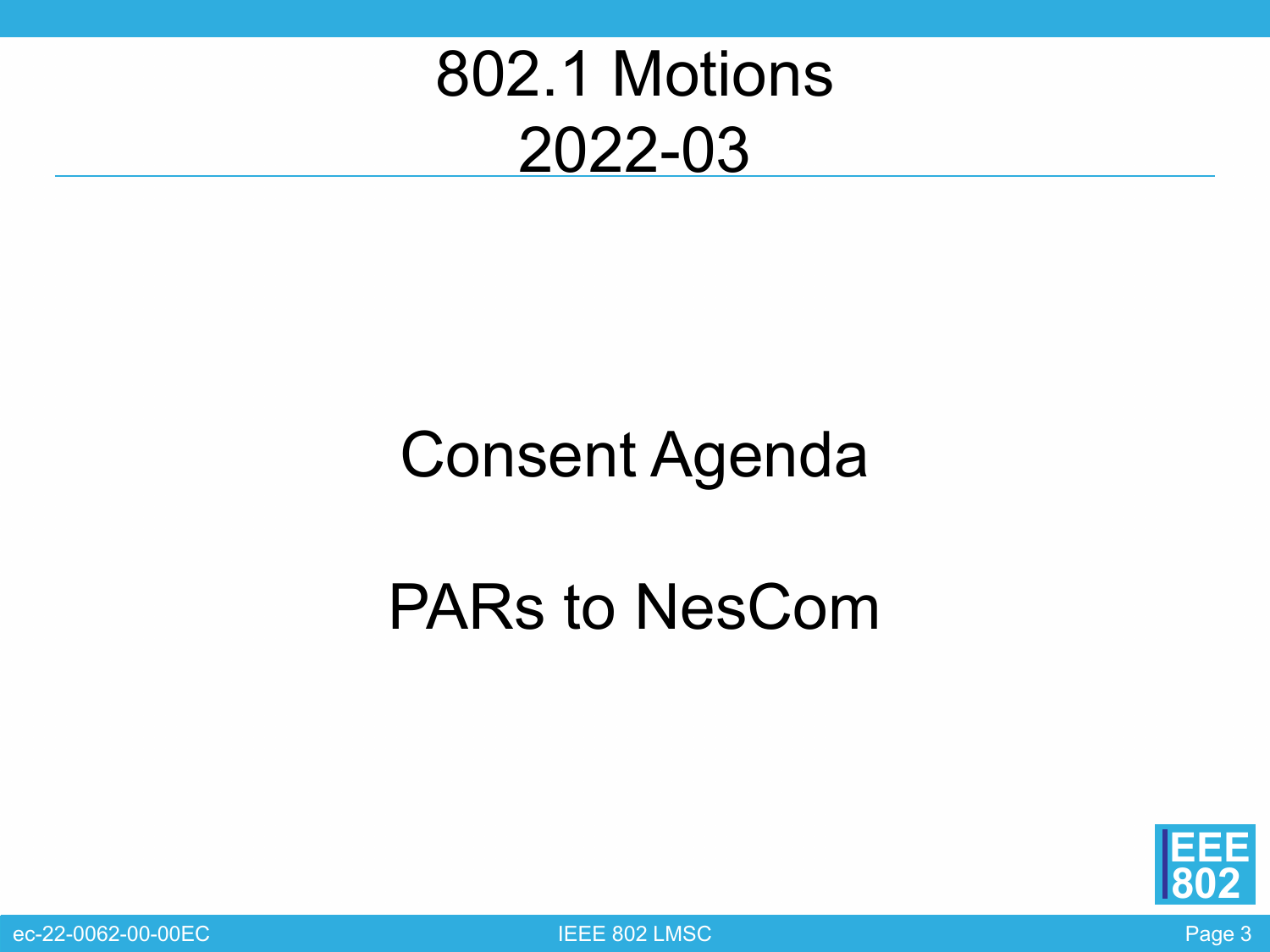# 802.1 Motions 2022-03

Consent Agenda

PARs to NesCom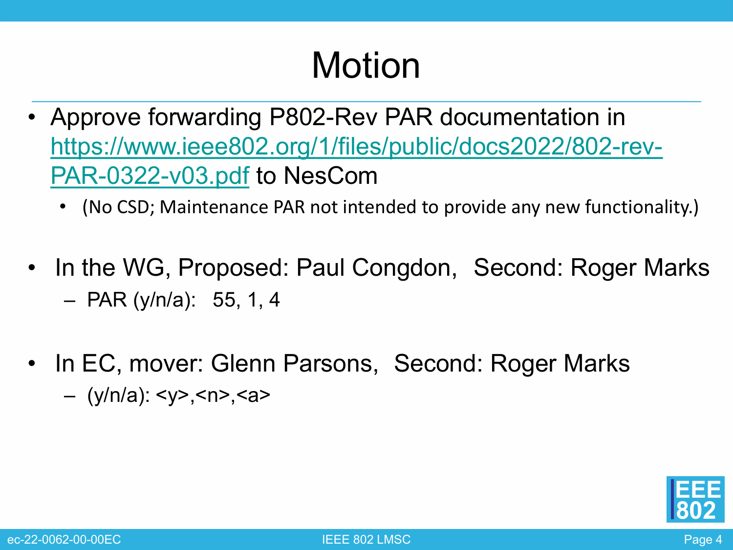# Motion

- Approve forwarding P802-Rev PAR documentation in [https://www.ieee802.org/1/files/public/docs2022/802-rev-PAR-0322-v03.pdf](https://www.ieee802.org/1/files/public/docs2022/802-rev-PAR-0322-v03.pdf) to NesCom
  - (No CSD; Maintenance PAR not intended to provide any new functionality.)

- In the WG, Proposed: Paul Congdon, Second: Roger Marks
  - PAR (y/n/a): 55, 1, 4

- In EC, mover: Glenn Parsons, Second: Roger Marks
  - (y/n/a): <y>,<n>,<a>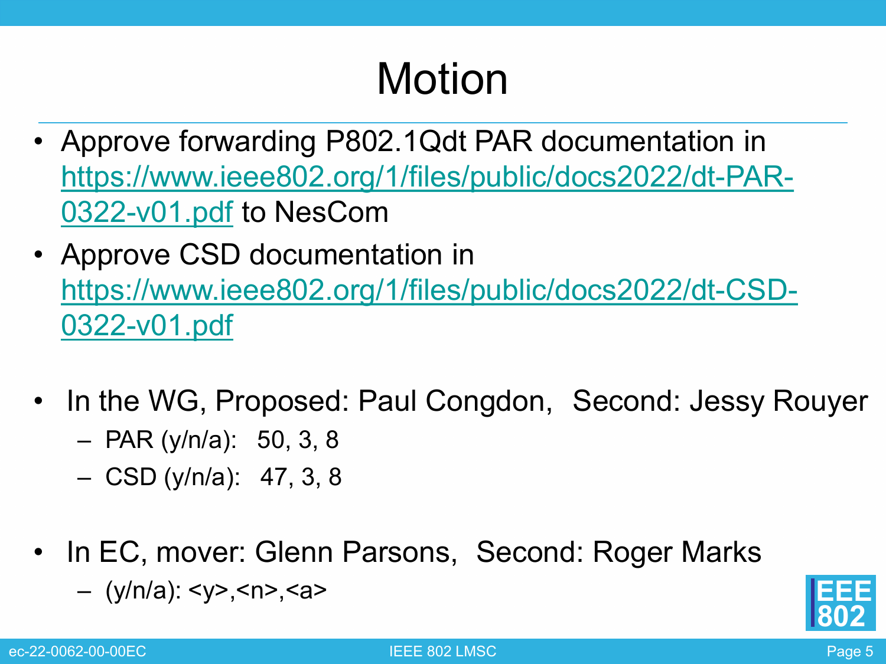# Motion

- Approve forwarding P802.1Qdt PAR documentation in https://www.ieee802.org/1/files/public/docs2022/dt-PAR-0322-v01.pdf to NesCom
- Approve CSD documentation in https://www.ieee802.org/1/files/public/docs2022/dt-CSD-0322-v01.pdf

- In the WG, Proposed: Paul Congdon, Second: Jessy Rouyer
  - PAR (y/n/a): 50, 3, 8
  - CSD (y/n/a): 47, 3, 8

- In EC, mover: Glenn Parsons, Second: Roger Marks
  - (y/n/a): <y>,<n>,<a>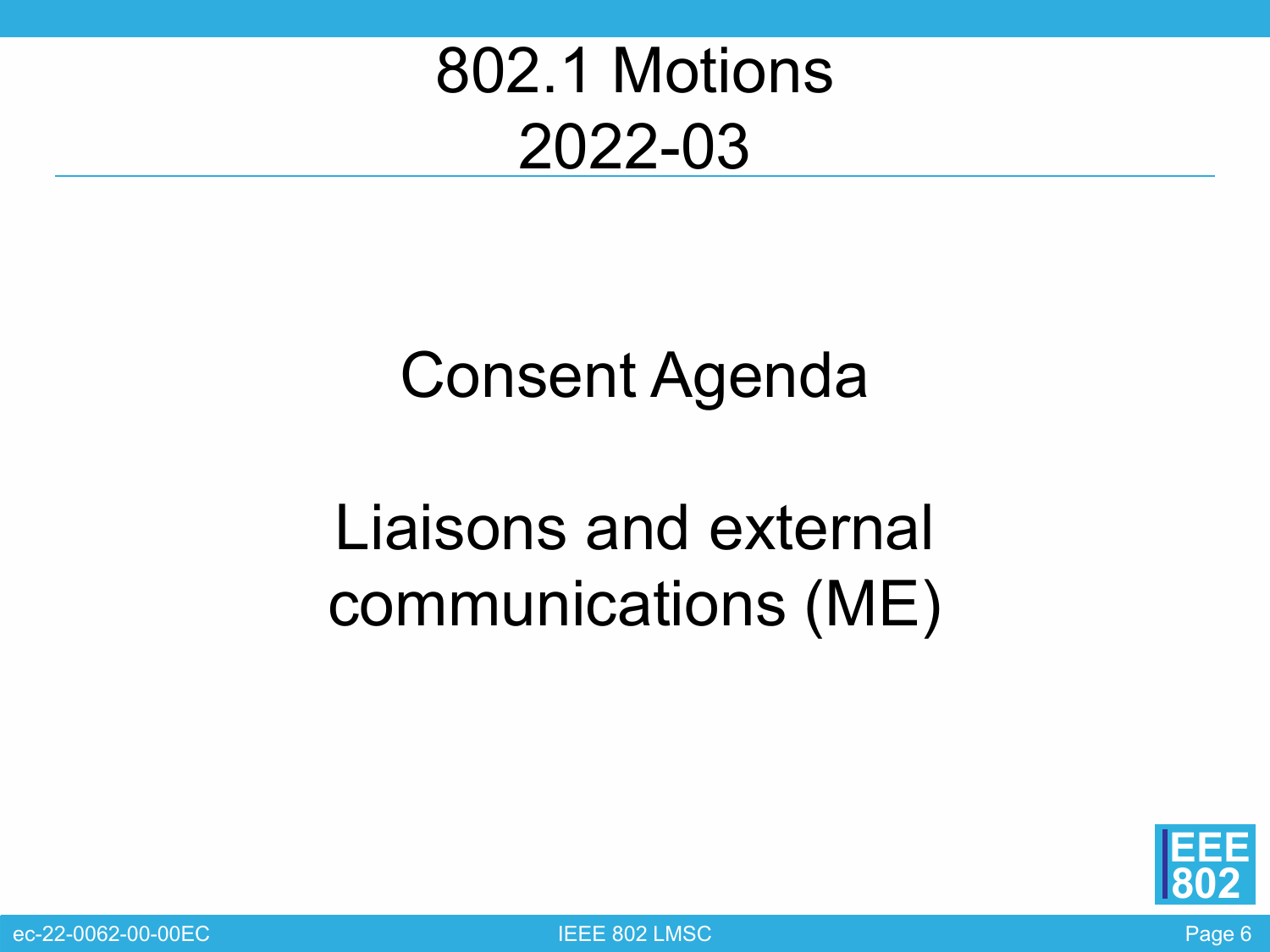# 802.1 Motions 2022-03

## Consent Agenda

## Liaisons and external communications (ME)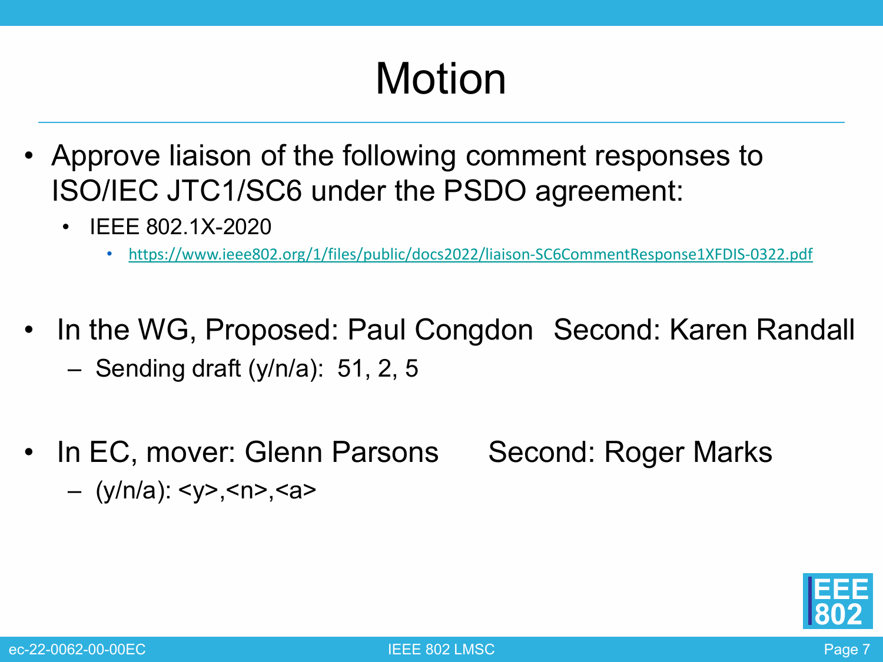# Motion

- Approve liaison of the following comment responses to ISO/IEC JTC1/SC6 under the PSDO agreement:
  - IEEE 802.1X-2020
    - https://www.ieee802.org/1/files/public/docs2022/liaison-SC6CommentResponse1XFDIS-0322.pdf

- In the WG, Proposed: Paul Congdon Second: Karen Randall
  - Sending draft (y/n/a): 51, 2, 5

- In EC, mover: Glenn Parsons Second: Roger Marks
  - (y/n/a): <y>,<n>,<a>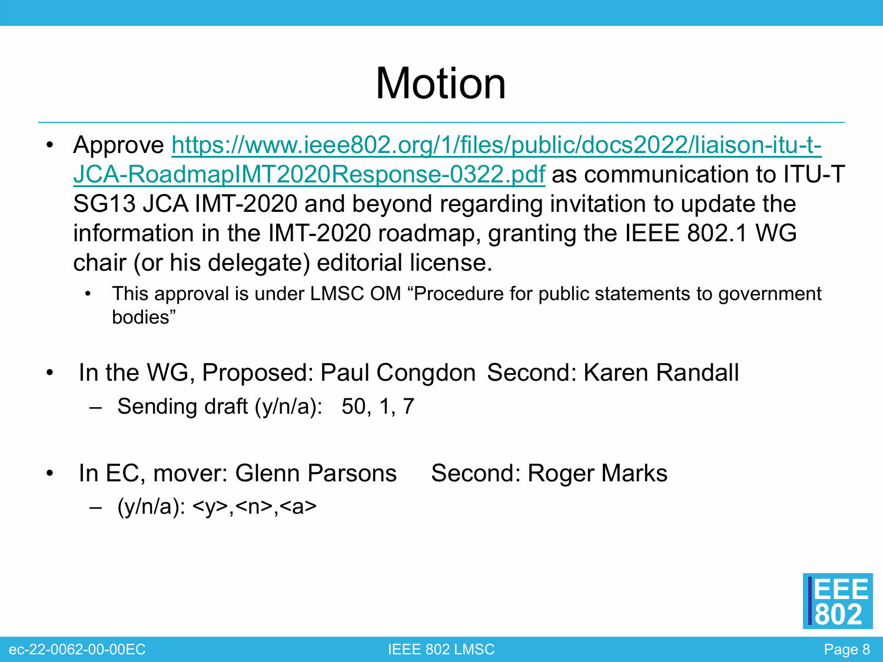# Motion

- Approve [https://www.ieee802.org/1/files/public/docs2022/liaison-itu-t-JCA-RoadmapIMT2020Response-0322.pdf](https://www.ieee802.org/1/files/public/docs2022/liaison-itu-t-JCA-RoadmapIMT2020Response-0322.pdf) as communication to ITU-T SG13 JCA IMT-2020 and beyond regarding invitation to update the information in the IMT-2020 roadmap, granting the IEEE 802.1 WG chair (or his delegate) editorial license.
  - This approval is under LMSC OM “Procedure for public statements to government bodies”

- In the WG, Proposed: Paul Congdon Second: Karen Randall
  - Sending draft (y/n/a): 50, 1, 7

- In EC, mover: Glenn Parsons Second: Roger Marks
  - (y/n/a): <y>,<n>,<a>